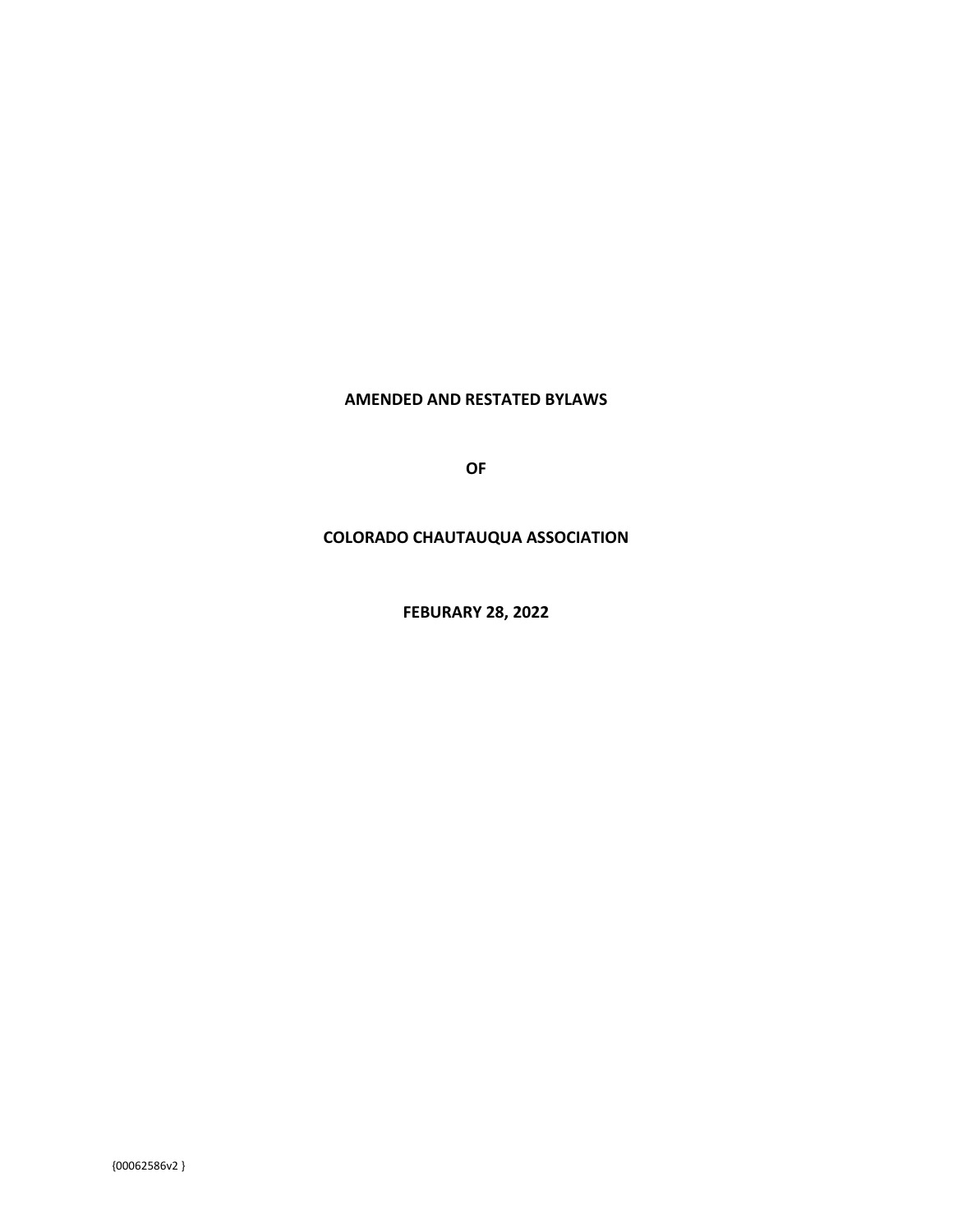# AMENDED AND RESTATED BYLAWS

# OF

# COLORADO CHAUTAUQUA ASSOCIATION

**FEBURARY 28, 2022**

{00062586v2 }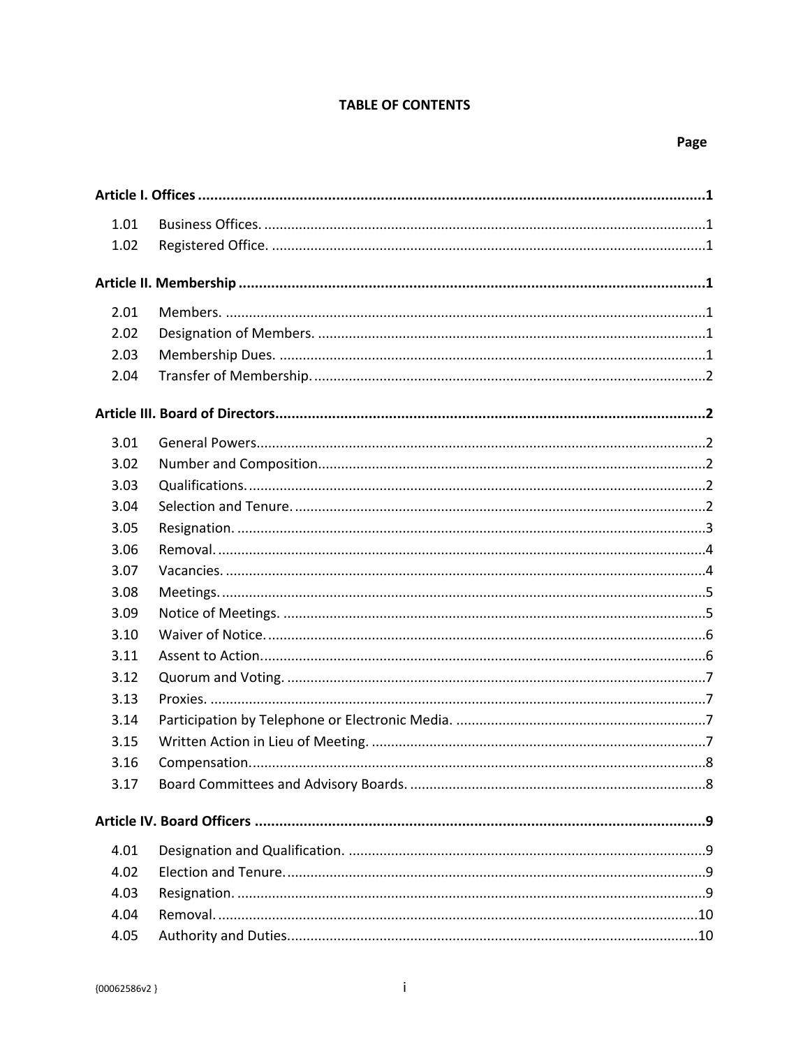# TABLE OF CONTENTS

| | | Page |
|---|---|---|
| **Article I. Offices** | | **1** |
| 1.01 | Business Offices. | 1 |
| 1.02 | Registered Office. | 1 |
| **Article II. Membership** | | **1** |
| 2.01 | Members. | 1 |
| 2.02 | Designation of Members. | 1 |
| 2.03 | Membership Dues. | 1 |
| 2.04 | Transfer of Membership. | 2 |
| **Article III. Board of Directors** | | **2** |
| 3.01 | General Powers | 2 |
| 3.02 | Number and Composition | 2 |
| 3.03 | Qualifications. | 2 |
| 3.04 | Selection and Tenure. | 2 |
| 3.05 | Resignation. | 3 |
| 3.06 | Removal. | 4 |
| 3.07 | Vacancies. | 4 |
| 3.08 | Meetings. | 5 |
| 3.09 | Notice of Meetings. | 5 |
| 3.10 | Waiver of Notice. | 6 |
| 3.11 | Assent to Action. | 6 |
| 3.12 | Quorum and Voting. | 7 |
| 3.13 | Proxies. | 7 |
| 3.14 | Participation by Telephone or Electronic Media. | 7 |
| 3.15 | Written Action in Lieu of Meeting. | 7 |
| 3.16 | Compensation | 8 |
| 3.17 | Board Committees and Advisory Boards. | 8 |
| **Article IV. Board Officers** | | **9** |
| 4.01 | Designation and Qualification. | 9 |
| 4.02 | Election and Tenure. | 9 |
| 4.03 | Resignation. | 9 |
| 4.04 | Removal. | 10 |
| 4.05 | Authority and Duties. | 10 |

{00062586v2 }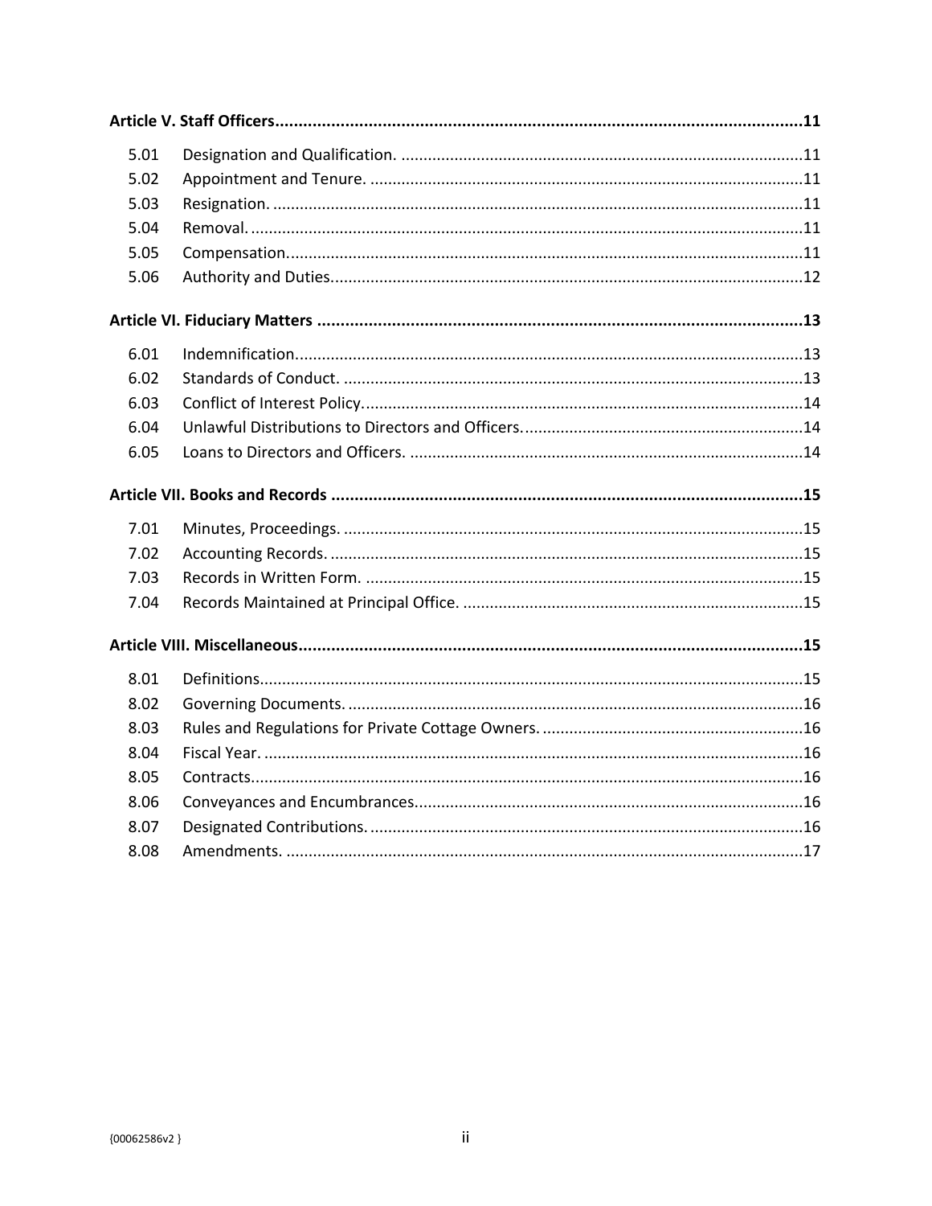**Article V. Staff Officers** .......... 11

| | | |
|---|---|---|
| 5.01 | Designation and Qualification. | 11 |
| 5.02 | Appointment and Tenure. | 11 |
| 5.03 | Resignation. | 11 |
| 5.04 | Removal. | 11 |
| 5.05 | Compensation. | 11 |
| 5.06 | Authority and Duties. | 12 |

**Article VI. Fiduciary Matters** .......... 13

| | | |
|---|---|---|
| 6.01 | Indemnification. | 13 |
| 6.02 | Standards of Conduct. | 13 |
| 6.03 | Conflict of Interest Policy. | 14 |
| 6.04 | Unlawful Distributions to Directors and Officers. | 14 |
| 6.05 | Loans to Directors and Officers. | 14 |

**Article VII. Books and Records** .......... 15

| | | |
|---|---|---|
| 7.01 | Minutes, Proceedings. | 15 |
| 7.02 | Accounting Records. | 15 |
| 7.03 | Records in Written Form. | 15 |
| 7.04 | Records Maintained at Principal Office. | 15 |

**Article VIII. Miscellaneous** .......... 15

| | | |
|---|---|---|
| 8.01 | Definitions. | 15 |
| 8.02 | Governing Documents. | 16 |
| 8.03 | Rules and Regulations for Private Cottage Owners. | 16 |
| 8.04 | Fiscal Year. | 16 |
| 8.05 | Contracts. | 16 |
| 8.06 | Conveyances and Encumbrances. | 16 |
| 8.07 | Designated Contributions. | 16 |
| 8.08 | Amendments. | 17 |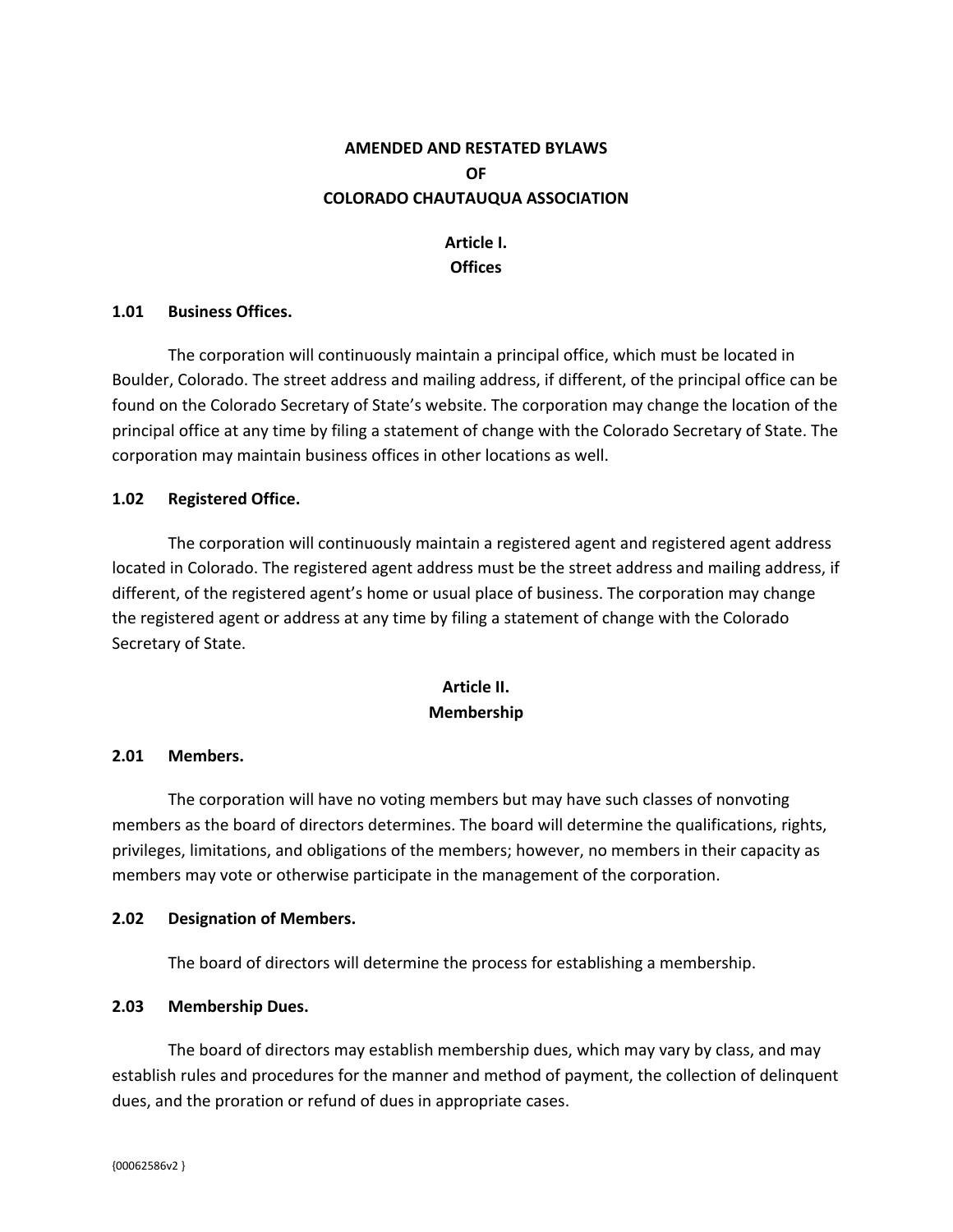# AMENDED AND RESTATED BYLAWS OF COLORADO CHAUTAUQUA ASSOCIATION

## Article I. Offices

### 1.01 Business Offices.

The corporation will continuously maintain a principal office, which must be located in Boulder, Colorado. The street address and mailing address, if different, of the principal office can be found on the Colorado Secretary of State's website. The corporation may change the location of the principal office at any time by filing a statement of change with the Colorado Secretary of State. The corporation may maintain business offices in other locations as well.

### 1.02 Registered Office.

The corporation will continuously maintain a registered agent and registered agent address located in Colorado. The registered agent address must be the street address and mailing address, if different, of the registered agent's home or usual place of business. The corporation may change the registered agent or address at any time by filing a statement of change with the Colorado Secretary of State.

## Article II. Membership

### 2.01 Members.

The corporation will have no voting members but may have such classes of nonvoting members as the board of directors determines. The board will determine the qualifications, rights, privileges, limitations, and obligations of the members; however, no members in their capacity as members may vote or otherwise participate in the management of the corporation.

### 2.02 Designation of Members.

The board of directors will determine the process for establishing a membership.

### 2.03 Membership Dues.

The board of directors may establish membership dues, which may vary by class, and may establish rules and procedures for the manner and method of payment, the collection of delinquent dues, and the proration or refund of dues in appropriate cases.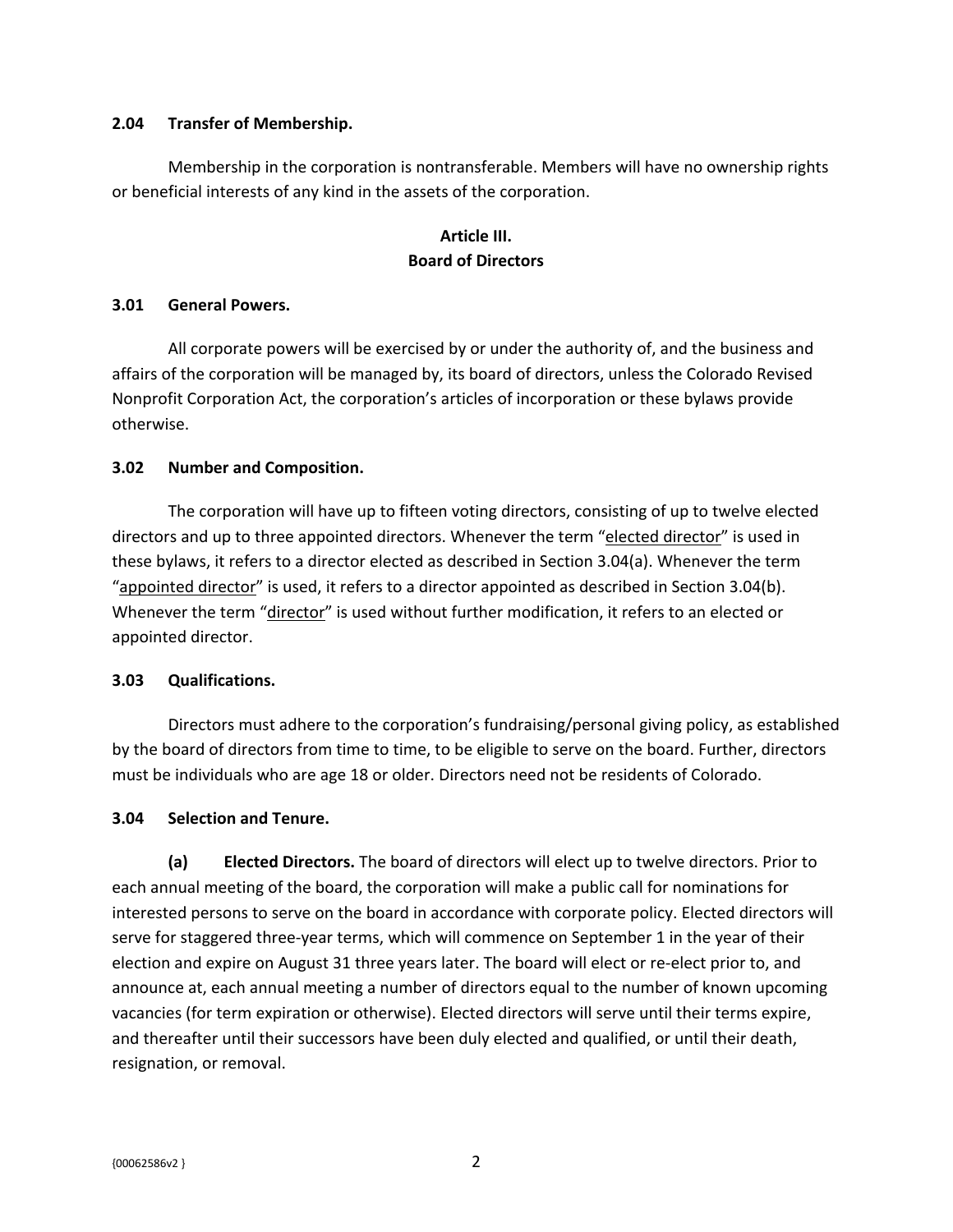### 2.04 Transfer of Membership.

Membership in the corporation is nontransferable. Members will have no ownership rights or beneficial interests of any kind in the assets of the corporation.

## Article III.
## Board of Directors

### 3.01 General Powers.

All corporate powers will be exercised by or under the authority of, and the business and affairs of the corporation will be managed by, its board of directors, unless the Colorado Revised Nonprofit Corporation Act, the corporation's articles of incorporation or these bylaws provide otherwise.

### 3.02 Number and Composition.

The corporation will have up to fifteen voting directors, consisting of up to twelve elected directors and up to three appointed directors. Whenever the term "elected director" is used in these bylaws, it refers to a director elected as described in Section 3.04(a). Whenever the term "appointed director" is used, it refers to a director appointed as described in Section 3.04(b). Whenever the term "director" is used without further modification, it refers to an elected or appointed director.

### 3.03 Qualifications.

Directors must adhere to the corporation's fundraising/personal giving policy, as established by the board of directors from time to time, to be eligible to serve on the board. Further, directors must be individuals who are age 18 or older. Directors need not be residents of Colorado.

### 3.04 Selection and Tenure.

**(a) Elected Directors.** The board of directors will elect up to twelve directors. Prior to each annual meeting of the board, the corporation will make a public call for nominations for interested persons to serve on the board in accordance with corporate policy. Elected directors will serve for staggered three-year terms, which will commence on September 1 in the year of their election and expire on August 31 three years later. The board will elect or re-elect prior to, and announce at, each annual meeting a number of directors equal to the number of known upcoming vacancies (for term expiration or otherwise). Elected directors will serve until their terms expire, and thereafter until their successors have been duly elected and qualified, or until their death, resignation, or removal.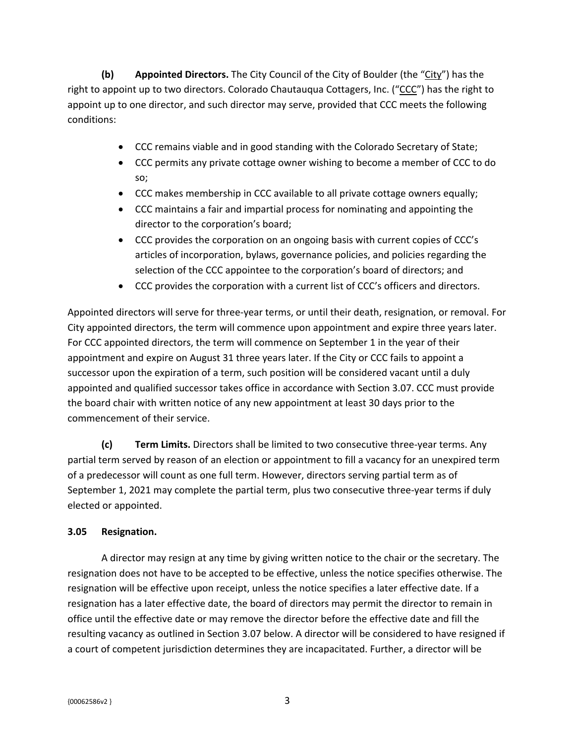**(b) Appointed Directors.** The City Council of the City of Boulder (the "City") has the right to appoint up to two directors. Colorado Chautauqua Cottagers, Inc. ("CCC") has the right to appoint up to one director, and such director may serve, provided that CCC meets the following conditions:

- CCC remains viable and in good standing with the Colorado Secretary of State;
- CCC permits any private cottage owner wishing to become a member of CCC to do so;
- CCC makes membership in CCC available to all private cottage owners equally;
- CCC maintains a fair and impartial process for nominating and appointing the director to the corporation's board;
- CCC provides the corporation on an ongoing basis with current copies of CCC's articles of incorporation, bylaws, governance policies, and policies regarding the selection of the CCC appointee to the corporation's board of directors; and
- CCC provides the corporation with a current list of CCC's officers and directors.

Appointed directors will serve for three-year terms, or until their death, resignation, or removal. For City appointed directors, the term will commence upon appointment and expire three years later. For CCC appointed directors, the term will commence on September 1 in the year of their appointment and expire on August 31 three years later. If the City or CCC fails to appoint a successor upon the expiration of a term, such position will be considered vacant until a duly appointed and qualified successor takes office in accordance with Section 3.07. CCC must provide the board chair with written notice of any new appointment at least 30 days prior to the commencement of their service.

**(c) Term Limits.** Directors shall be limited to two consecutive three-year terms. Any partial term served by reason of an election or appointment to fill a vacancy for an unexpired term of a predecessor will count as one full term. However, directors serving partial term as of September 1, 2021 may complete the partial term, plus two consecutive three-year terms if duly elected or appointed.

### 3.05 Resignation.

A director may resign at any time by giving written notice to the chair or the secretary. The resignation does not have to be accepted to be effective, unless the notice specifies otherwise. The resignation will be effective upon receipt, unless the notice specifies a later effective date. If a resignation has a later effective date, the board of directors may permit the director to remain in office until the effective date or may remove the director before the effective date and fill the resulting vacancy as outlined in Section 3.07 below. A director will be considered to have resigned if a court of competent jurisdiction determines they are incapacitated. Further, a director will be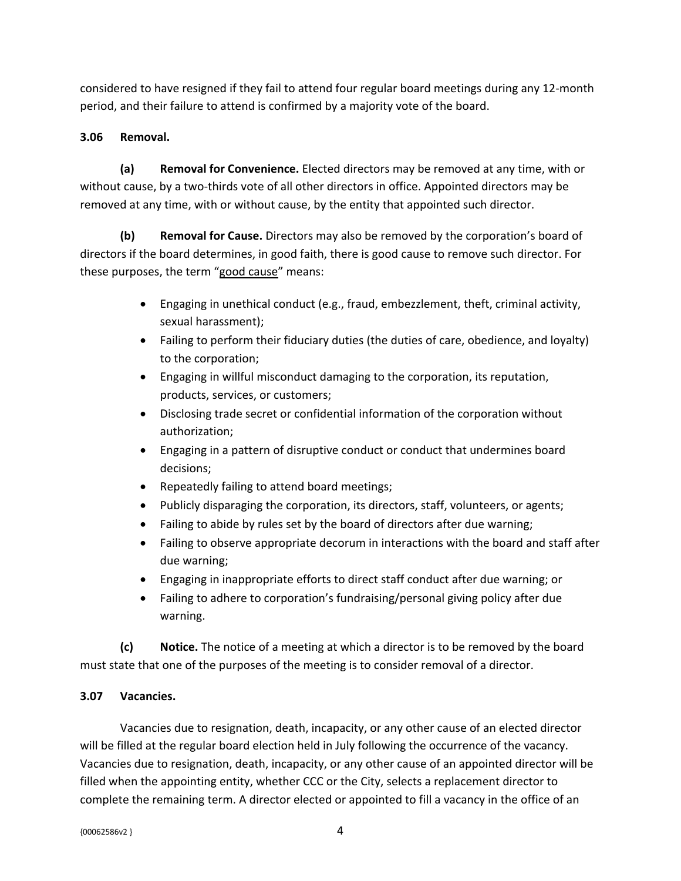considered to have resigned if they fail to attend four regular board meetings during any 12-month period, and their failure to attend is confirmed by a majority vote of the board.

**3.06 Removal.**

**(a) Removal for Convenience.** Elected directors may be removed at any time, with or without cause, by a two-thirds vote of all other directors in office. Appointed directors may be removed at any time, with or without cause, by the entity that appointed such director.

**(b) Removal for Cause.** Directors may also be removed by the corporation's board of directors if the board determines, in good faith, there is good cause to remove such director. For these purposes, the term "good cause" means:

- Engaging in unethical conduct (e.g., fraud, embezzlement, theft, criminal activity, sexual harassment);
- Failing to perform their fiduciary duties (the duties of care, obedience, and loyalty) to the corporation;
- Engaging in willful misconduct damaging to the corporation, its reputation, products, services, or customers;
- Disclosing trade secret or confidential information of the corporation without authorization;
- Engaging in a pattern of disruptive conduct or conduct that undermines board decisions;
- Repeatedly failing to attend board meetings;
- Publicly disparaging the corporation, its directors, staff, volunteers, or agents;
- Failing to abide by rules set by the board of directors after due warning;
- Failing to observe appropriate decorum in interactions with the board and staff after due warning;
- Engaging in inappropriate efforts to direct staff conduct after due warning; or
- Failing to adhere to corporation's fundraising/personal giving policy after due warning.

**(c) Notice.** The notice of a meeting at which a director is to be removed by the board must state that one of the purposes of the meeting is to consider removal of a director.

**3.07 Vacancies.**

Vacancies due to resignation, death, incapacity, or any other cause of an elected director will be filled at the regular board election held in July following the occurrence of the vacancy. Vacancies due to resignation, death, incapacity, or any other cause of an appointed director will be filled when the appointing entity, whether CCC or the City, selects a replacement director to complete the remaining term. A director elected or appointed to fill a vacancy in the office of an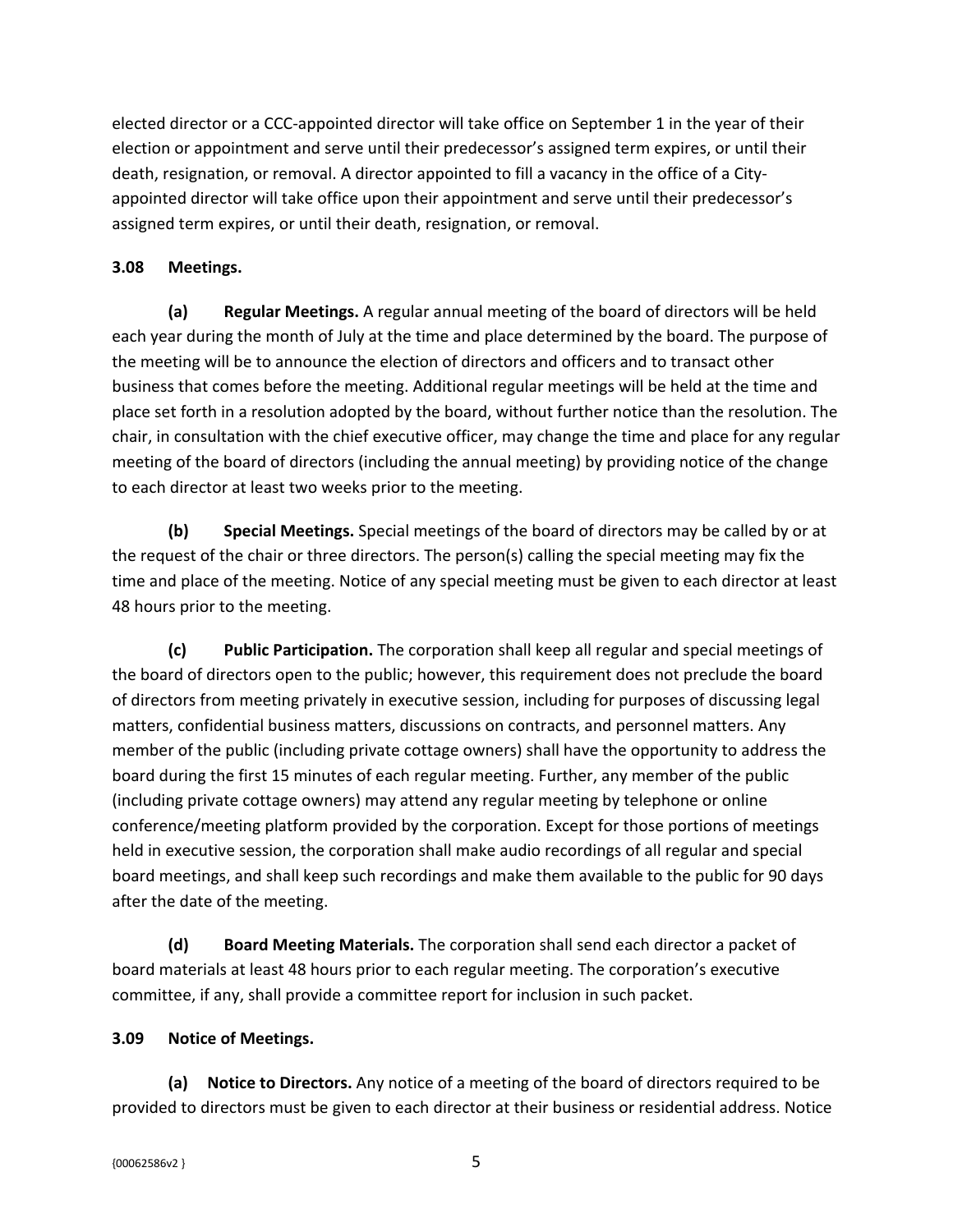elected director or a CCC-appointed director will take office on September 1 in the year of their election or appointment and serve until their predecessor's assigned term expires, or until their death, resignation, or removal. A director appointed to fill a vacancy in the office of a City-appointed director will take office upon their appointment and serve until their predecessor's assigned term expires, or until their death, resignation, or removal.

### 3.08 Meetings.

**(a) Regular Meetings.** A regular annual meeting of the board of directors will be held each year during the month of July at the time and place determined by the board. The purpose of the meeting will be to announce the election of directors and officers and to transact other business that comes before the meeting. Additional regular meetings will be held at the time and place set forth in a resolution adopted by the board, without further notice than the resolution. The chair, in consultation with the chief executive officer, may change the time and place for any regular meeting of the board of directors (including the annual meeting) by providing notice of the change to each director at least two weeks prior to the meeting.

**(b) Special Meetings.** Special meetings of the board of directors may be called by or at the request of the chair or three directors. The person(s) calling the special meeting may fix the time and place of the meeting. Notice of any special meeting must be given to each director at least 48 hours prior to the meeting.

**(c) Public Participation.** The corporation shall keep all regular and special meetings of the board of directors open to the public; however, this requirement does not preclude the board of directors from meeting privately in executive session, including for purposes of discussing legal matters, confidential business matters, discussions on contracts, and personnel matters. Any member of the public (including private cottage owners) shall have the opportunity to address the board during the first 15 minutes of each regular meeting. Further, any member of the public (including private cottage owners) may attend any regular meeting by telephone or online conference/meeting platform provided by the corporation. Except for those portions of meetings held in executive session, the corporation shall make audio recordings of all regular and special board meetings, and shall keep such recordings and make them available to the public for 90 days after the date of the meeting.

**(d) Board Meeting Materials.** The corporation shall send each director a packet of board materials at least 48 hours prior to each regular meeting. The corporation's executive committee, if any, shall provide a committee report for inclusion in such packet.

### 3.09 Notice of Meetings.

**(a) Notice to Directors.** Any notice of a meeting of the board of directors required to be provided to directors must be given to each director at their business or residential address. Notice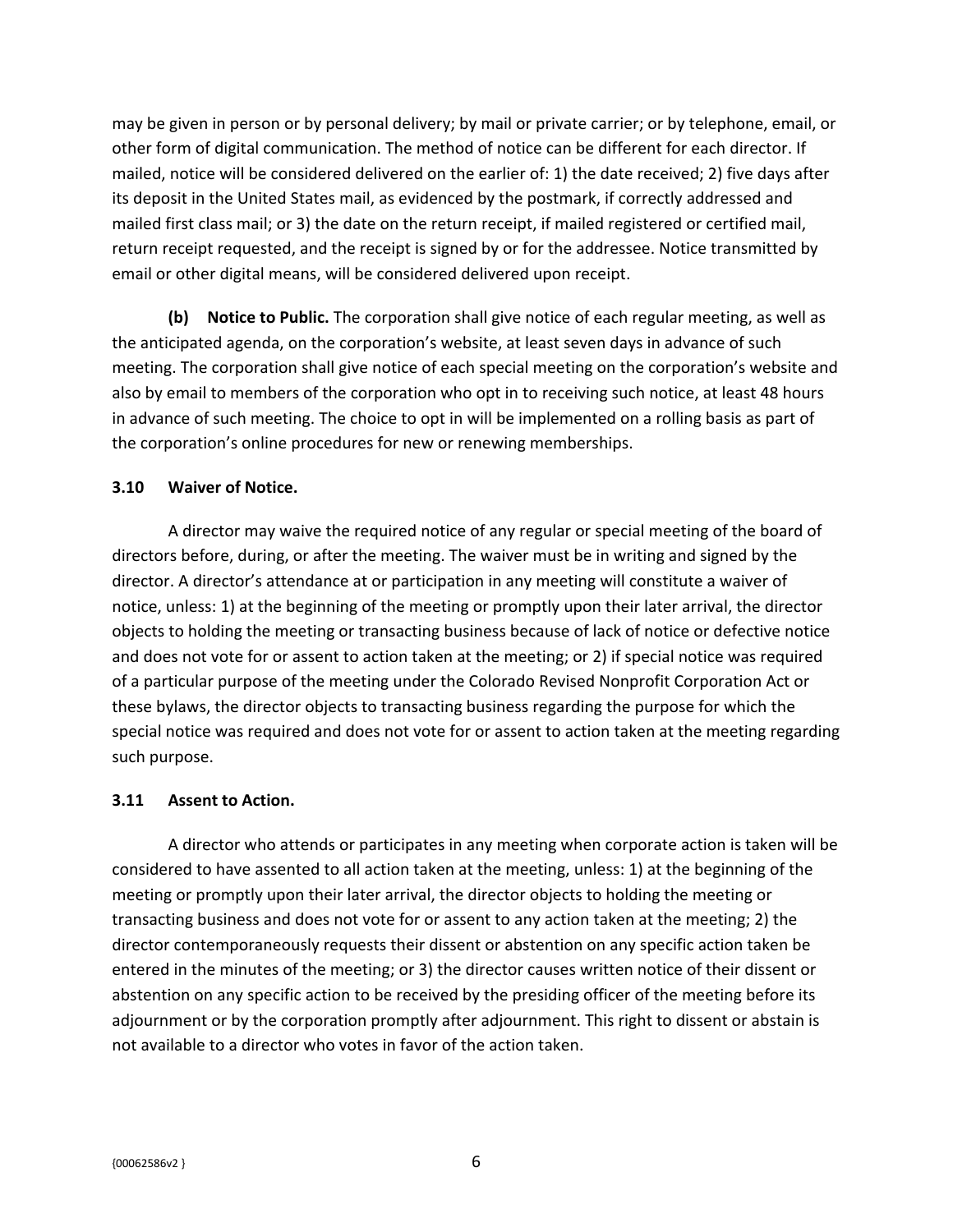may be given in person or by personal delivery; by mail or private carrier; or by telephone, email, or other form of digital communication. The method of notice can be different for each director. If mailed, notice will be considered delivered on the earlier of: 1) the date received; 2) five days after its deposit in the United States mail, as evidenced by the postmark, if correctly addressed and mailed first class mail; or 3) the date on the return receipt, if mailed registered or certified mail, return receipt requested, and the receipt is signed by or for the addressee. Notice transmitted by email or other digital means, will be considered delivered upon receipt.

**(b) Notice to Public.** The corporation shall give notice of each regular meeting, as well as the anticipated agenda, on the corporation's website, at least seven days in advance of such meeting. The corporation shall give notice of each special meeting on the corporation's website and also by email to members of the corporation who opt in to receiving such notice, at least 48 hours in advance of such meeting. The choice to opt in will be implemented on a rolling basis as part of the corporation's online procedures for new or renewing memberships.

### 3.10 Waiver of Notice.

A director may waive the required notice of any regular or special meeting of the board of directors before, during, or after the meeting. The waiver must be in writing and signed by the director. A director's attendance at or participation in any meeting will constitute a waiver of notice, unless: 1) at the beginning of the meeting or promptly upon their later arrival, the director objects to holding the meeting or transacting business because of lack of notice or defective notice and does not vote for or assent to action taken at the meeting; or 2) if special notice was required of a particular purpose of the meeting under the Colorado Revised Nonprofit Corporation Act or these bylaws, the director objects to transacting business regarding the purpose for which the special notice was required and does not vote for or assent to action taken at the meeting regarding such purpose.

### 3.11 Assent to Action.

A director who attends or participates in any meeting when corporate action is taken will be considered to have assented to all action taken at the meeting, unless: 1) at the beginning of the meeting or promptly upon their later arrival, the director objects to holding the meeting or transacting business and does not vote for or assent to any action taken at the meeting; 2) the director contemporaneously requests their dissent or abstention on any specific action taken be entered in the minutes of the meeting; or 3) the director causes written notice of their dissent or abstention on any specific action to be received by the presiding officer of the meeting before its adjournment or by the corporation promptly after adjournment. This right to dissent or abstain is not available to a director who votes in favor of the action taken.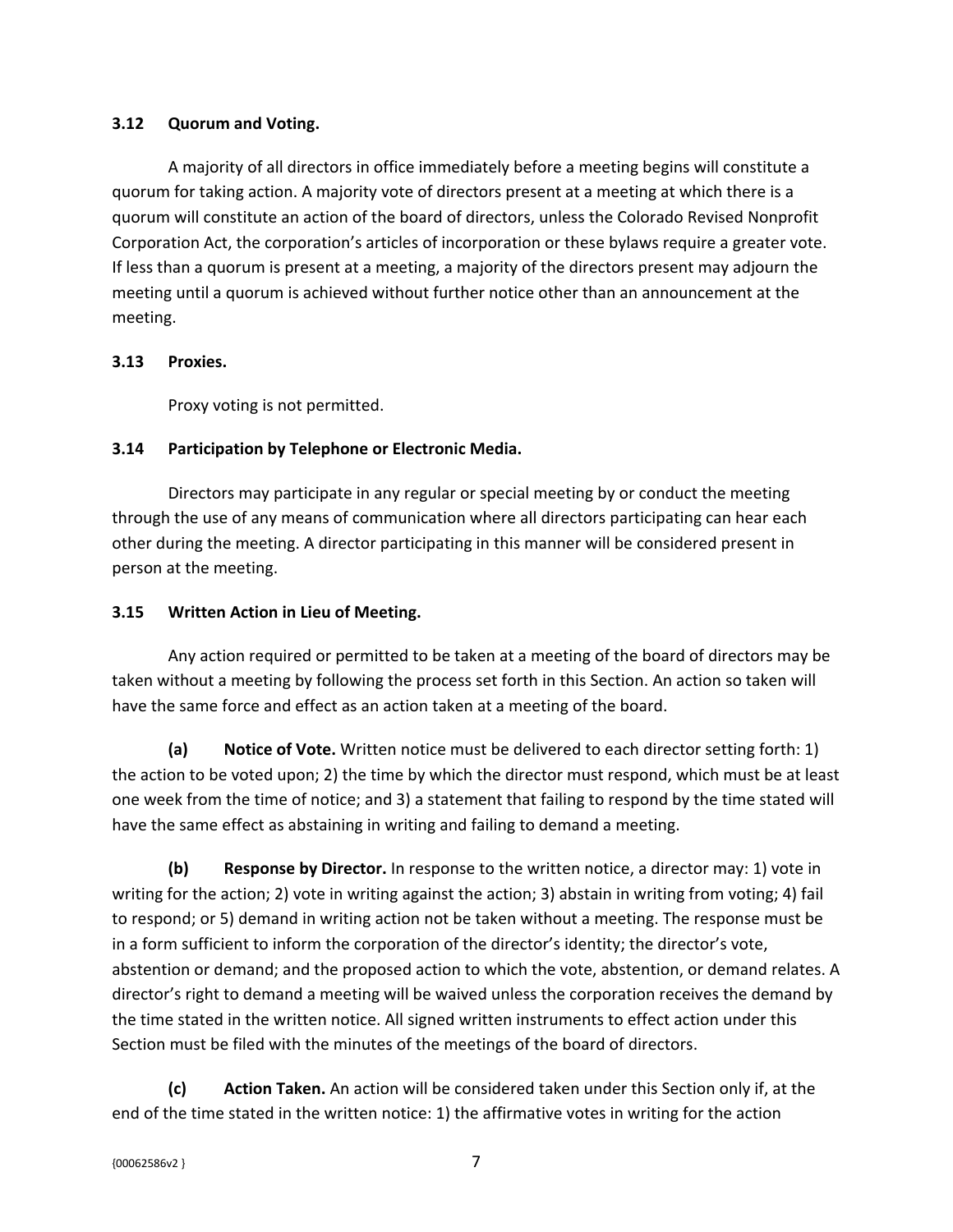### 3.12 Quorum and Voting.

A majority of all directors in office immediately before a meeting begins will constitute a quorum for taking action. A majority vote of directors present at a meeting at which there is a quorum will constitute an action of the board of directors, unless the Colorado Revised Nonprofit Corporation Act, the corporation's articles of incorporation or these bylaws require a greater vote. If less than a quorum is present at a meeting, a majority of the directors present may adjourn the meeting until a quorum is achieved without further notice other than an announcement at the meeting.

### 3.13 Proxies.

Proxy voting is not permitted.

### 3.14 Participation by Telephone or Electronic Media.

Directors may participate in any regular or special meeting by or conduct the meeting through the use of any means of communication where all directors participating can hear each other during the meeting. A director participating in this manner will be considered present in person at the meeting.

### 3.15 Written Action in Lieu of Meeting.

Any action required or permitted to be taken at a meeting of the board of directors may be taken without a meeting by following the process set forth in this Section. An action so taken will have the same force and effect as an action taken at a meeting of the board.

**(a) Notice of Vote.** Written notice must be delivered to each director setting forth: 1) the action to be voted upon; 2) the time by which the director must respond, which must be at least one week from the time of notice; and 3) a statement that failing to respond by the time stated will have the same effect as abstaining in writing and failing to demand a meeting.

**(b) Response by Director.** In response to the written notice, a director may: 1) vote in writing for the action; 2) vote in writing against the action; 3) abstain in writing from voting; 4) fail to respond; or 5) demand in writing action not be taken without a meeting. The response must be in a form sufficient to inform the corporation of the director's identity; the director's vote, abstention or demand; and the proposed action to which the vote, abstention, or demand relates. A director's right to demand a meeting will be waived unless the corporation receives the demand by the time stated in the written notice. All signed written instruments to effect action under this Section must be filed with the minutes of the meetings of the board of directors.

**(c) Action Taken.** An action will be considered taken under this Section only if, at the end of the time stated in the written notice: 1) the affirmative votes in writing for the action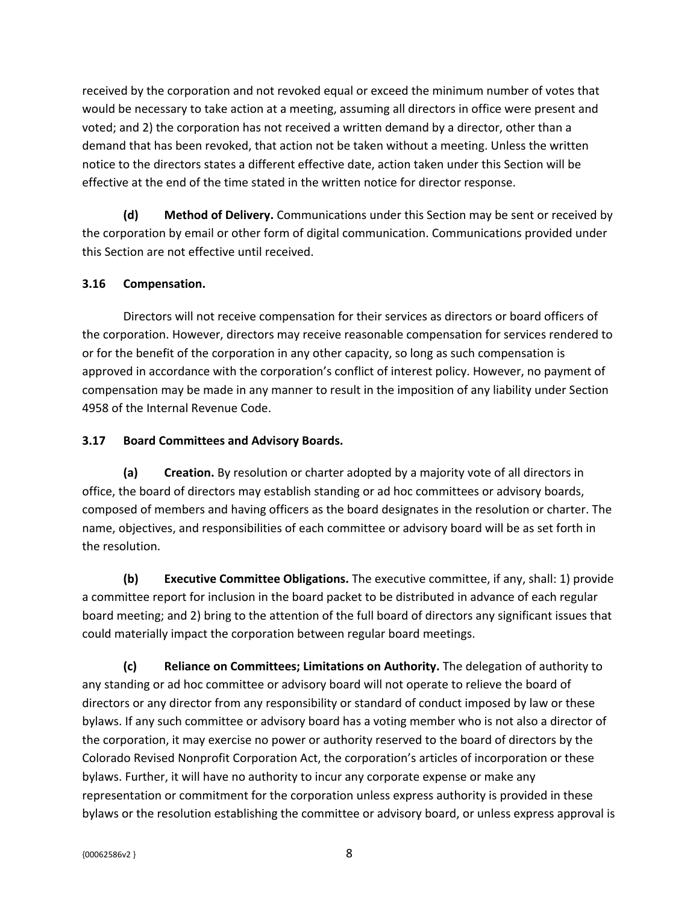received by the corporation and not revoked equal or exceed the minimum number of votes that would be necessary to take action at a meeting, assuming all directors in office were present and voted; and 2) the corporation has not received a written demand by a director, other than a demand that has been revoked, that action not be taken without a meeting. Unless the written notice to the directors states a different effective date, action taken under this Section will be effective at the end of the time stated in the written notice for director response.

**(d) Method of Delivery.** Communications under this Section may be sent or received by the corporation by email or other form of digital communication. Communications provided under this Section are not effective until received.

### 3.16 Compensation.

Directors will not receive compensation for their services as directors or board officers of the corporation. However, directors may receive reasonable compensation for services rendered to or for the benefit of the corporation in any other capacity, so long as such compensation is approved in accordance with the corporation's conflict of interest policy. However, no payment of compensation may be made in any manner to result in the imposition of any liability under Section 4958 of the Internal Revenue Code.

### 3.17 Board Committees and Advisory Boards.

**(a) Creation.** By resolution or charter adopted by a majority vote of all directors in office, the board of directors may establish standing or ad hoc committees or advisory boards, composed of members and having officers as the board designates in the resolution or charter. The name, objectives, and responsibilities of each committee or advisory board will be as set forth in the resolution.

**(b) Executive Committee Obligations.** The executive committee, if any, shall: 1) provide a committee report for inclusion in the board packet to be distributed in advance of each regular board meeting; and 2) bring to the attention of the full board of directors any significant issues that could materially impact the corporation between regular board meetings.

**(c) Reliance on Committees; Limitations on Authority.** The delegation of authority to any standing or ad hoc committee or advisory board will not operate to relieve the board of directors or any director from any responsibility or standard of conduct imposed by law or these bylaws. If any such committee or advisory board has a voting member who is not also a director of the corporation, it may exercise no power or authority reserved to the board of directors by the Colorado Revised Nonprofit Corporation Act, the corporation's articles of incorporation or these bylaws. Further, it will have no authority to incur any corporate expense or make any representation or commitment for the corporation unless express authority is provided in these bylaws or the resolution establishing the committee or advisory board, or unless express approval is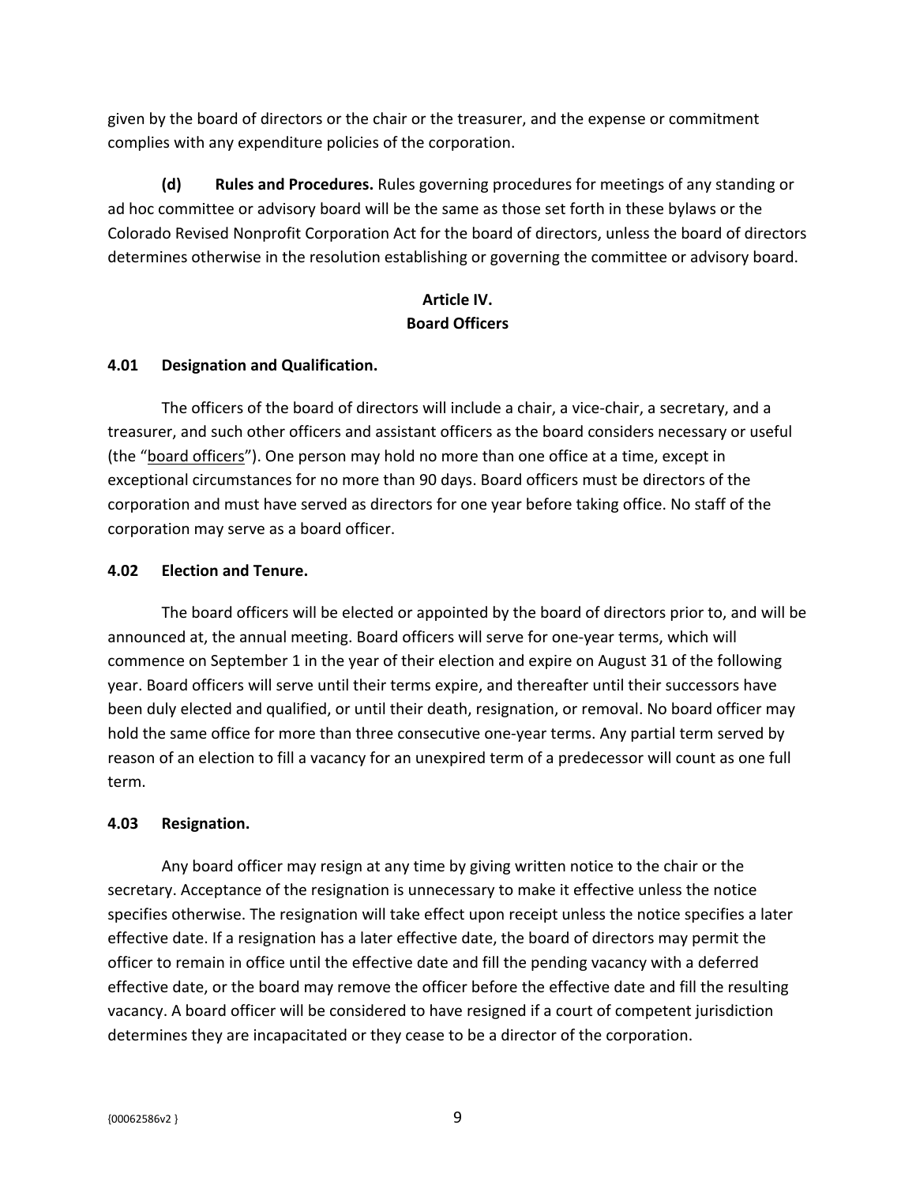given by the board of directors or the chair or the treasurer, and the expense or commitment complies with any expenditure policies of the corporation.

**(d) Rules and Procedures.** Rules governing procedures for meetings of any standing or ad hoc committee or advisory board will be the same as those set forth in these bylaws or the Colorado Revised Nonprofit Corporation Act for the board of directors, unless the board of directors determines otherwise in the resolution establishing or governing the committee or advisory board.

## Article IV.
## Board Officers

### 4.01 Designation and Qualification.

The officers of the board of directors will include a chair, a vice-chair, a secretary, and a treasurer, and such other officers and assistant officers as the board considers necessary or useful (the "board officers"). One person may hold no more than one office at a time, except in exceptional circumstances for no more than 90 days. Board officers must be directors of the corporation and must have served as directors for one year before taking office. No staff of the corporation may serve as a board officer.

### 4.02 Election and Tenure.

The board officers will be elected or appointed by the board of directors prior to, and will be announced at, the annual meeting. Board officers will serve for one-year terms, which will commence on September 1 in the year of their election and expire on August 31 of the following year. Board officers will serve until their terms expire, and thereafter until their successors have been duly elected and qualified, or until their death, resignation, or removal. No board officer may hold the same office for more than three consecutive one-year terms. Any partial term served by reason of an election to fill a vacancy for an unexpired term of a predecessor will count as one full term.

### 4.03 Resignation.

Any board officer may resign at any time by giving written notice to the chair or the secretary. Acceptance of the resignation is unnecessary to make it effective unless the notice specifies otherwise. The resignation will take effect upon receipt unless the notice specifies a later effective date. If a resignation has a later effective date, the board of directors may permit the officer to remain in office until the effective date and fill the pending vacancy with a deferred effective date, or the board may remove the officer before the effective date and fill the resulting vacancy. A board officer will be considered to have resigned if a court of competent jurisdiction determines they are incapacitated or they cease to be a director of the corporation.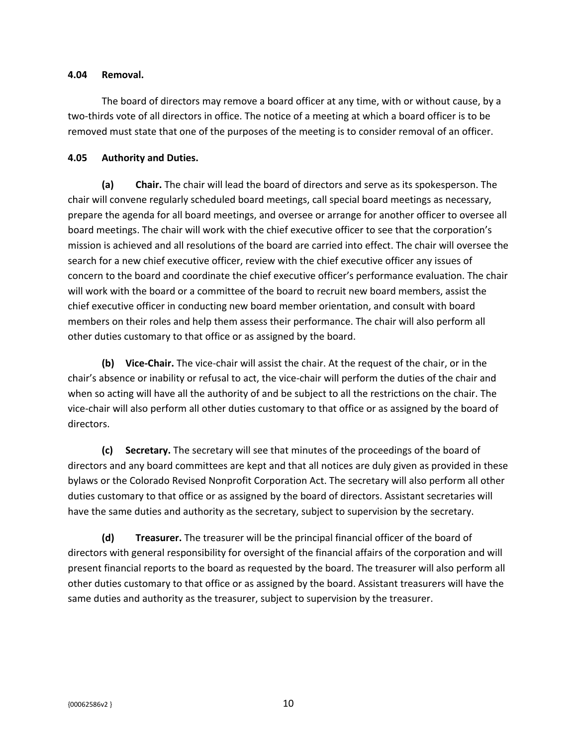### 4.04 Removal.

The board of directors may remove a board officer at any time, with or without cause, by a two-thirds vote of all directors in office. The notice of a meeting at which a board officer is to be removed must state that one of the purposes of the meeting is to consider removal of an officer.

### 4.05 Authority and Duties.

**(a) Chair.** The chair will lead the board of directors and serve as its spokesperson. The chair will convene regularly scheduled board meetings, call special board meetings as necessary, prepare the agenda for all board meetings, and oversee or arrange for another officer to oversee all board meetings. The chair will work with the chief executive officer to see that the corporation's mission is achieved and all resolutions of the board are carried into effect. The chair will oversee the search for a new chief executive officer, review with the chief executive officer any issues of concern to the board and coordinate the chief executive officer's performance evaluation. The chair will work with the board or a committee of the board to recruit new board members, assist the chief executive officer in conducting new board member orientation, and consult with board members on their roles and help them assess their performance. The chair will also perform all other duties customary to that office or as assigned by the board.

**(b) Vice-Chair.** The vice-chair will assist the chair. At the request of the chair, or in the chair's absence or inability or refusal to act, the vice-chair will perform the duties of the chair and when so acting will have all the authority of and be subject to all the restrictions on the chair. The vice-chair will also perform all other duties customary to that office or as assigned by the board of directors.

**(c) Secretary.** The secretary will see that minutes of the proceedings of the board of directors and any board committees are kept and that all notices are duly given as provided in these bylaws or the Colorado Revised Nonprofit Corporation Act. The secretary will also perform all other duties customary to that office or as assigned by the board of directors. Assistant secretaries will have the same duties and authority as the secretary, subject to supervision by the secretary.

**(d) Treasurer.** The treasurer will be the principal financial officer of the board of directors with general responsibility for oversight of the financial affairs of the corporation and will present financial reports to the board as requested by the board. The treasurer will also perform all other duties customary to that office or as assigned by the board. Assistant treasurers will have the same duties and authority as the treasurer, subject to supervision by the treasurer.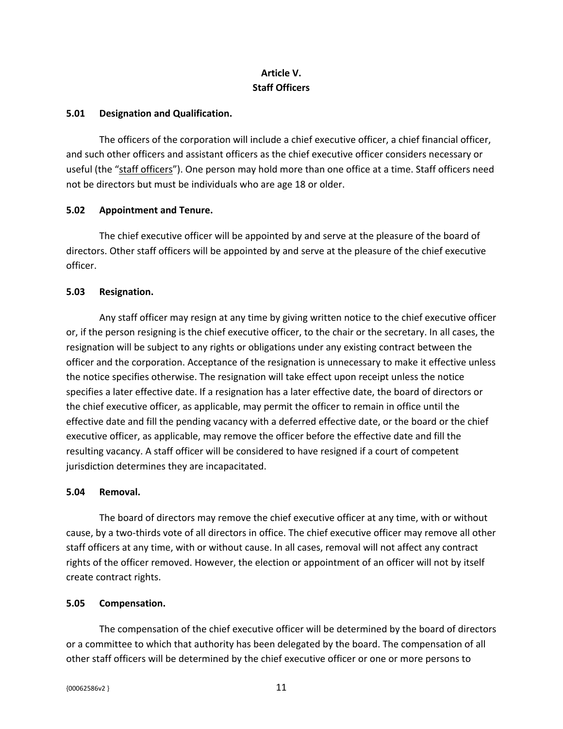## Article V.
## Staff Officers

### 5.01 Designation and Qualification.

The officers of the corporation will include a chief executive officer, a chief financial officer, and such other officers and assistant officers as the chief executive officer considers necessary or useful (the "staff officers"). One person may hold more than one office at a time. Staff officers need not be directors but must be individuals who are age 18 or older.

### 5.02 Appointment and Tenure.

The chief executive officer will be appointed by and serve at the pleasure of the board of directors. Other staff officers will be appointed by and serve at the pleasure of the chief executive officer.

### 5.03 Resignation.

Any staff officer may resign at any time by giving written notice to the chief executive officer or, if the person resigning is the chief executive officer, to the chair or the secretary. In all cases, the resignation will be subject to any rights or obligations under any existing contract between the officer and the corporation. Acceptance of the resignation is unnecessary to make it effective unless the notice specifies otherwise. The resignation will take effect upon receipt unless the notice specifies a later effective date. If a resignation has a later effective date, the board of directors or the chief executive officer, as applicable, may permit the officer to remain in office until the effective date and fill the pending vacancy with a deferred effective date, or the board or the chief executive officer, as applicable, may remove the officer before the effective date and fill the resulting vacancy. A staff officer will be considered to have resigned if a court of competent jurisdiction determines they are incapacitated.

### 5.04 Removal.

The board of directors may remove the chief executive officer at any time, with or without cause, by a two-thirds vote of all directors in office. The chief executive officer may remove all other staff officers at any time, with or without cause. In all cases, removal will not affect any contract rights of the officer removed. However, the election or appointment of an officer will not by itself create contract rights.

### 5.05 Compensation.

The compensation of the chief executive officer will be determined by the board of directors or a committee to which that authority has been delegated by the board. The compensation of all other staff officers will be determined by the chief executive officer or one or more persons to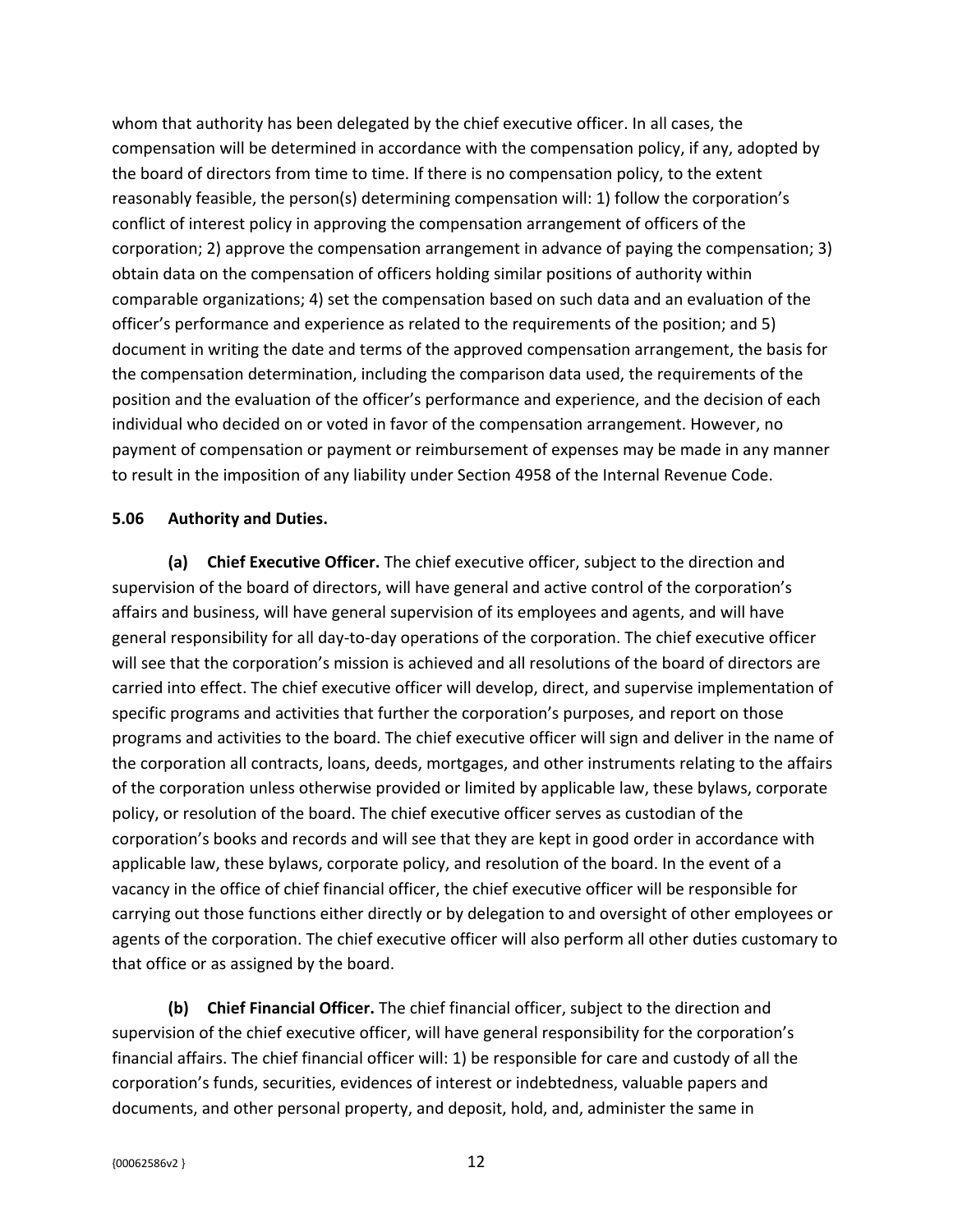whom that authority has been delegated by the chief executive officer. In all cases, the compensation will be determined in accordance with the compensation policy, if any, adopted by the board of directors from time to time. If there is no compensation policy, to the extent reasonably feasible, the person(s) determining compensation will: 1) follow the corporation's conflict of interest policy in approving the compensation arrangement of officers of the corporation; 2) approve the compensation arrangement in advance of paying the compensation; 3) obtain data on the compensation of officers holding similar positions of authority within comparable organizations; 4) set the compensation based on such data and an evaluation of the officer's performance and experience as related to the requirements of the position; and 5) document in writing the date and terms of the approved compensation arrangement, the basis for the compensation determination, including the comparison data used, the requirements of the position and the evaluation of the officer's performance and experience, and the decision of each individual who decided on or voted in favor of the compensation arrangement. However, no payment of compensation or payment or reimbursement of expenses may be made in any manner to result in the imposition of any liability under Section 4958 of the Internal Revenue Code.

**5.06 Authority and Duties.**

**(a) Chief Executive Officer.** The chief executive officer, subject to the direction and supervision of the board of directors, will have general and active control of the corporation's affairs and business, will have general supervision of its employees and agents, and will have general responsibility for all day-to-day operations of the corporation. The chief executive officer will see that the corporation's mission is achieved and all resolutions of the board of directors are carried into effect. The chief executive officer will develop, direct, and supervise implementation of specific programs and activities that further the corporation's purposes, and report on those programs and activities to the board. The chief executive officer will sign and deliver in the name of the corporation all contracts, loans, deeds, mortgages, and other instruments relating to the affairs of the corporation unless otherwise provided or limited by applicable law, these bylaws, corporate policy, or resolution of the board. The chief executive officer serves as custodian of the corporation's books and records and will see that they are kept in good order in accordance with applicable law, these bylaws, corporate policy, and resolution of the board. In the event of a vacancy in the office of chief financial officer, the chief executive officer will be responsible for carrying out those functions either directly or by delegation to and oversight of other employees or agents of the corporation. The chief executive officer will also perform all other duties customary to that office or as assigned by the board.

**(b) Chief Financial Officer.** The chief financial officer, subject to the direction and supervision of the chief executive officer, will have general responsibility for the corporation's financial affairs. The chief financial officer will: 1) be responsible for care and custody of all the corporation's funds, securities, evidences of interest or indebtedness, valuable papers and documents, and other personal property, and deposit, hold, and, administer the same in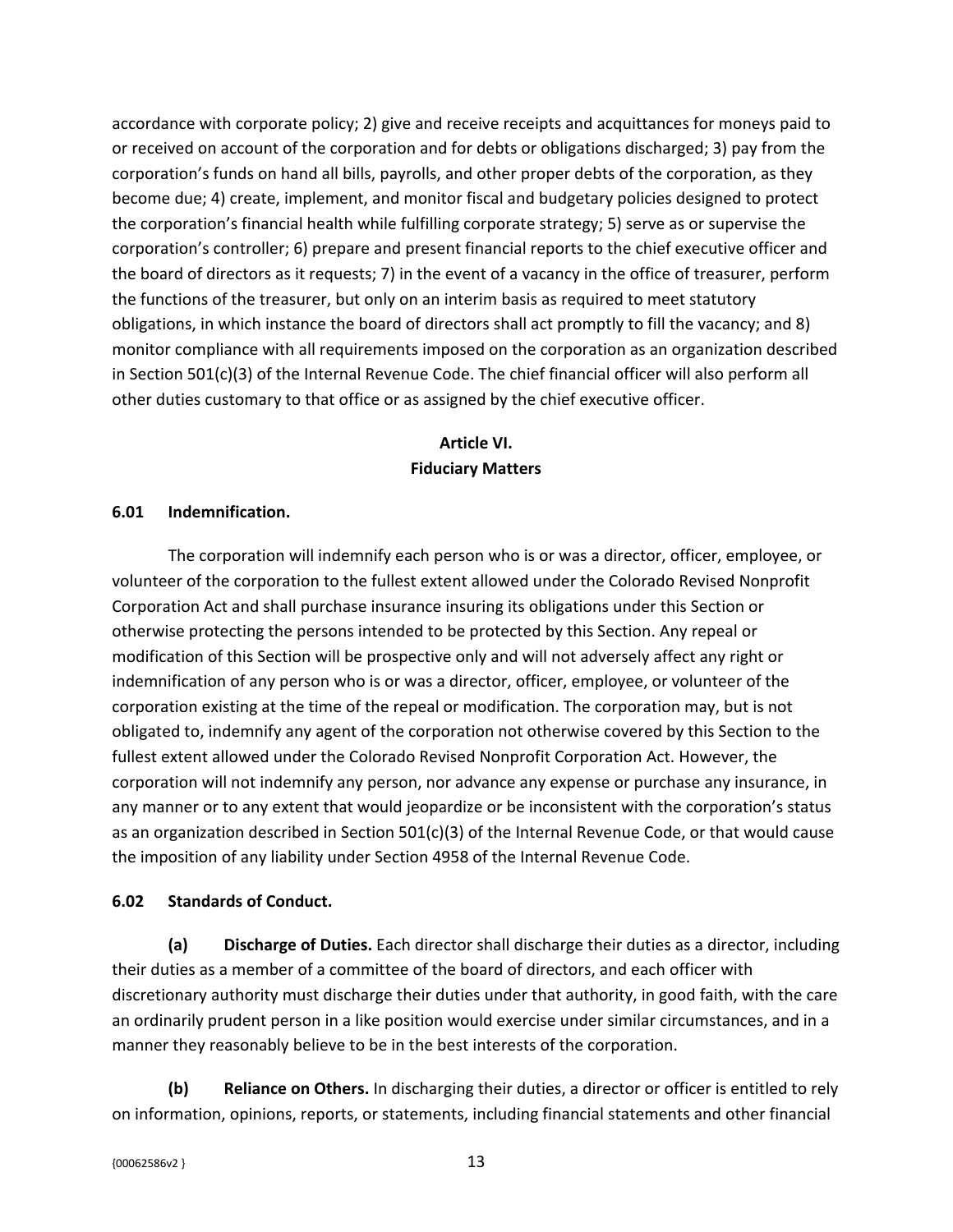accordance with corporate policy; 2) give and receive receipts and acquittances for moneys paid to or received on account of the corporation and for debts or obligations discharged; 3) pay from the corporation's funds on hand all bills, payrolls, and other proper debts of the corporation, as they become due; 4) create, implement, and monitor fiscal and budgetary policies designed to protect the corporation's financial health while fulfilling corporate strategy; 5) serve as or supervise the corporation's controller; 6) prepare and present financial reports to the chief executive officer and the board of directors as it requests; 7) in the event of a vacancy in the office of treasurer, perform the functions of the treasurer, but only on an interim basis as required to meet statutory obligations, in which instance the board of directors shall act promptly to fill the vacancy; and 8) monitor compliance with all requirements imposed on the corporation as an organization described in Section 501(c)(3) of the Internal Revenue Code. The chief financial officer will also perform all other duties customary to that office or as assigned by the chief executive officer.

## Article VI.
## Fiduciary Matters

### 6.01 Indemnification.

The corporation will indemnify each person who is or was a director, officer, employee, or volunteer of the corporation to the fullest extent allowed under the Colorado Revised Nonprofit Corporation Act and shall purchase insurance insuring its obligations under this Section or otherwise protecting the persons intended to be protected by this Section. Any repeal or modification of this Section will be prospective only and will not adversely affect any right or indemnification of any person who is or was a director, officer, employee, or volunteer of the corporation existing at the time of the repeal or modification. The corporation may, but is not obligated to, indemnify any agent of the corporation not otherwise covered by this Section to the fullest extent allowed under the Colorado Revised Nonprofit Corporation Act. However, the corporation will not indemnify any person, nor advance any expense or purchase any insurance, in any manner or to any extent that would jeopardize or be inconsistent with the corporation's status as an organization described in Section 501(c)(3) of the Internal Revenue Code, or that would cause the imposition of any liability under Section 4958 of the Internal Revenue Code.

### 6.02 Standards of Conduct.

**(a) Discharge of Duties.** Each director shall discharge their duties as a director, including their duties as a member of a committee of the board of directors, and each officer with discretionary authority must discharge their duties under that authority, in good faith, with the care an ordinarily prudent person in a like position would exercise under similar circumstances, and in a manner they reasonably believe to be in the best interests of the corporation.

**(b) Reliance on Others.** In discharging their duties, a director or officer is entitled to rely on information, opinions, reports, or statements, including financial statements and other financial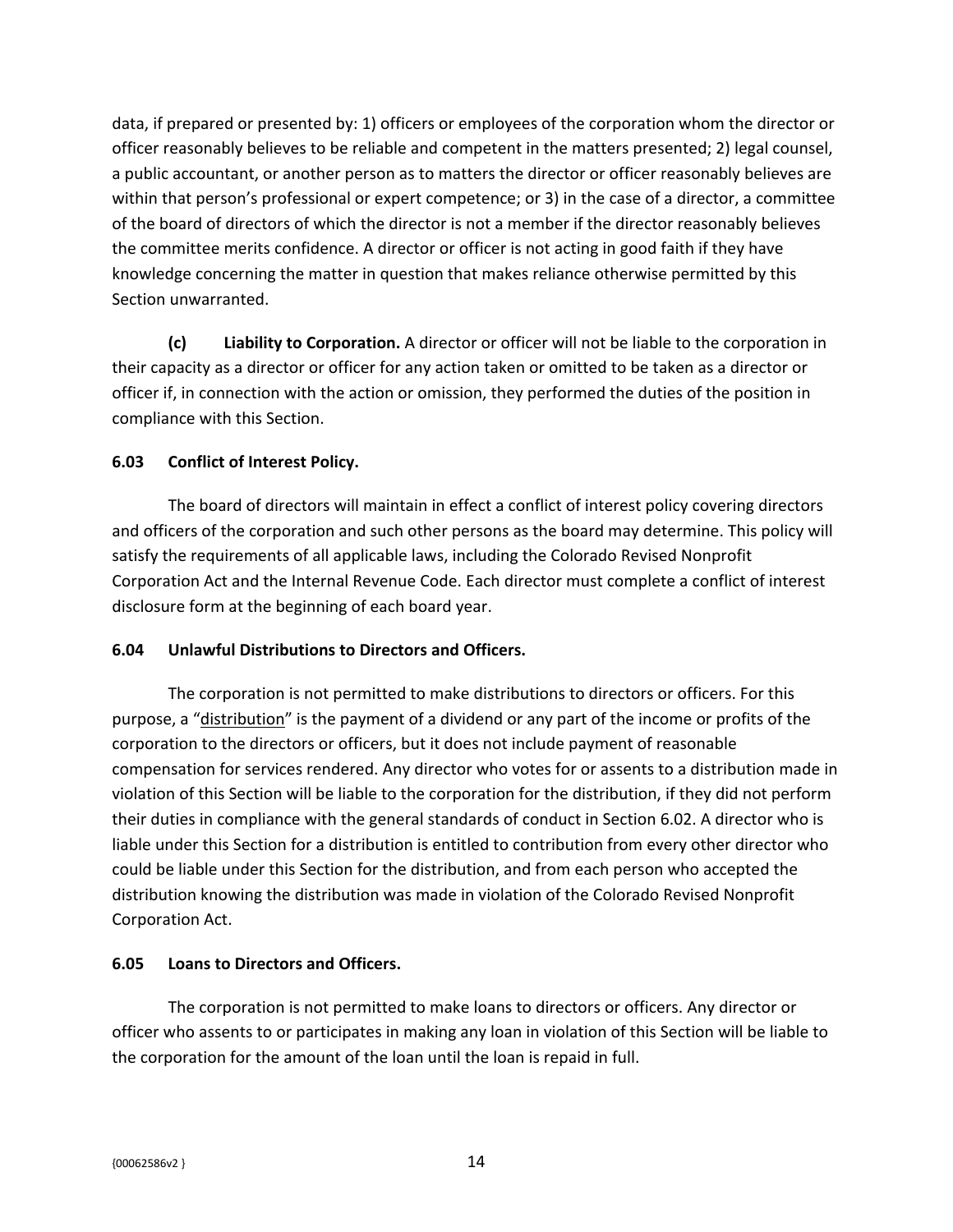data, if prepared or presented by: 1) officers or employees of the corporation whom the director or officer reasonably believes to be reliable and competent in the matters presented; 2) legal counsel, a public accountant, or another person as to matters the director or officer reasonably believes are within that person's professional or expert competence; or 3) in the case of a director, a committee of the board of directors of which the director is not a member if the director reasonably believes the committee merits confidence. A director or officer is not acting in good faith if they have knowledge concerning the matter in question that makes reliance otherwise permitted by this Section unwarranted.

**(c) Liability to Corporation.** A director or officer will not be liable to the corporation in their capacity as a director or officer for any action taken or omitted to be taken as a director or officer if, in connection with the action or omission, they performed the duties of the position in compliance with this Section.

**6.03 Conflict of Interest Policy.**

The board of directors will maintain in effect a conflict of interest policy covering directors and officers of the corporation and such other persons as the board may determine. This policy will satisfy the requirements of all applicable laws, including the Colorado Revised Nonprofit Corporation Act and the Internal Revenue Code. Each director must complete a conflict of interest disclosure form at the beginning of each board year.

**6.04 Unlawful Distributions to Directors and Officers.**

The corporation is not permitted to make distributions to directors or officers. For this purpose, a "distribution" is the payment of a dividend or any part of the income or profits of the corporation to the directors or officers, but it does not include payment of reasonable compensation for services rendered. Any director who votes for or assents to a distribution made in violation of this Section will be liable to the corporation for the distribution, if they did not perform their duties in compliance with the general standards of conduct in Section 6.02. A director who is liable under this Section for a distribution is entitled to contribution from every other director who could be liable under this Section for the distribution, and from each person who accepted the distribution knowing the distribution was made in violation of the Colorado Revised Nonprofit Corporation Act.

**6.05 Loans to Directors and Officers.**

The corporation is not permitted to make loans to directors or officers. Any director or officer who assents to or participates in making any loan in violation of this Section will be liable to the corporation for the amount of the loan until the loan is repaid in full.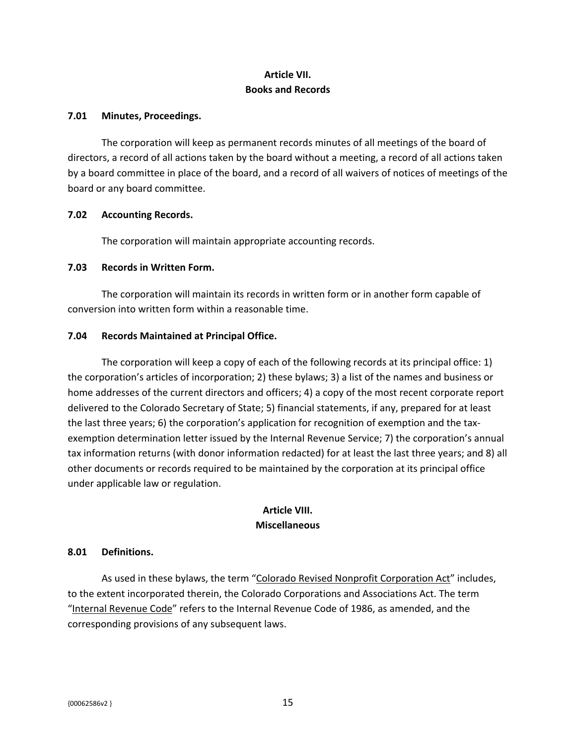## Article VII.
## Books and Records

### 7.01 Minutes, Proceedings.

The corporation will keep as permanent records minutes of all meetings of the board of directors, a record of all actions taken by the board without a meeting, a record of all actions taken by a board committee in place of the board, and a record of all waivers of notices of meetings of the board or any board committee.

### 7.02 Accounting Records.

The corporation will maintain appropriate accounting records.

### 7.03 Records in Written Form.

The corporation will maintain its records in written form or in another form capable of conversion into written form within a reasonable time.

### 7.04 Records Maintained at Principal Office.

The corporation will keep a copy of each of the following records at its principal office: 1) the corporation's articles of incorporation; 2) these bylaws; 3) a list of the names and business or home addresses of the current directors and officers; 4) a copy of the most recent corporate report delivered to the Colorado Secretary of State; 5) financial statements, if any, prepared for at least the last three years; 6) the corporation's application for recognition of exemption and the tax-exemption determination letter issued by the Internal Revenue Service; 7) the corporation's annual tax information returns (with donor information redacted) for at least the last three years; and 8) all other documents or records required to be maintained by the corporation at its principal office under applicable law or regulation.

## Article VIII.
## Miscellaneous

### 8.01 Definitions.

As used in these bylaws, the term "Colorado Revised Nonprofit Corporation Act" includes, to the extent incorporated therein, the Colorado Corporations and Associations Act. The term "Internal Revenue Code" refers to the Internal Revenue Code of 1986, as amended, and the corresponding provisions of any subsequent laws.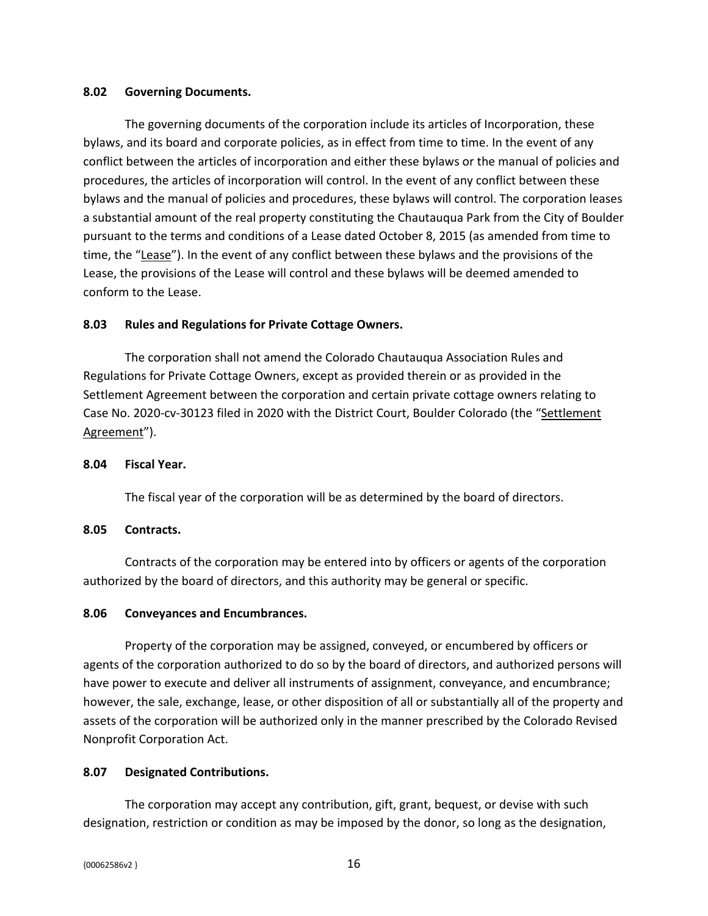### 8.02 Governing Documents.

The governing documents of the corporation include its articles of Incorporation, these bylaws, and its board and corporate policies, as in effect from time to time. In the event of any conflict between the articles of incorporation and either these bylaws or the manual of policies and procedures, the articles of incorporation will control. In the event of any conflict between these bylaws and the manual of policies and procedures, these bylaws will control. The corporation leases a substantial amount of the real property constituting the Chautauqua Park from the City of Boulder pursuant to the terms and conditions of a Lease dated October 8, 2015 (as amended from time to time, the "Lease"). In the event of any conflict between these bylaws and the provisions of the Lease, the provisions of the Lease will control and these bylaws will be deemed amended to conform to the Lease.

### 8.03 Rules and Regulations for Private Cottage Owners.

The corporation shall not amend the Colorado Chautauqua Association Rules and Regulations for Private Cottage Owners, except as provided therein or as provided in the Settlement Agreement between the corporation and certain private cottage owners relating to Case No. 2020-cv-30123 filed in 2020 with the District Court, Boulder Colorado (the "Settlement Agreement").

### 8.04 Fiscal Year.

The fiscal year of the corporation will be as determined by the board of directors.

### 8.05 Contracts.

Contracts of the corporation may be entered into by officers or agents of the corporation authorized by the board of directors, and this authority may be general or specific.

### 8.06 Conveyances and Encumbrances.

Property of the corporation may be assigned, conveyed, or encumbered by officers or agents of the corporation authorized to do so by the board of directors, and authorized persons will have power to execute and deliver all instruments of assignment, conveyance, and encumbrance; however, the sale, exchange, lease, or other disposition of all or substantially all of the property and assets of the corporation will be authorized only in the manner prescribed by the Colorado Revised Nonprofit Corporation Act.

### 8.07 Designated Contributions.

The corporation may accept any contribution, gift, grant, bequest, or devise with such designation, restriction or condition as may be imposed by the donor, so long as the designation,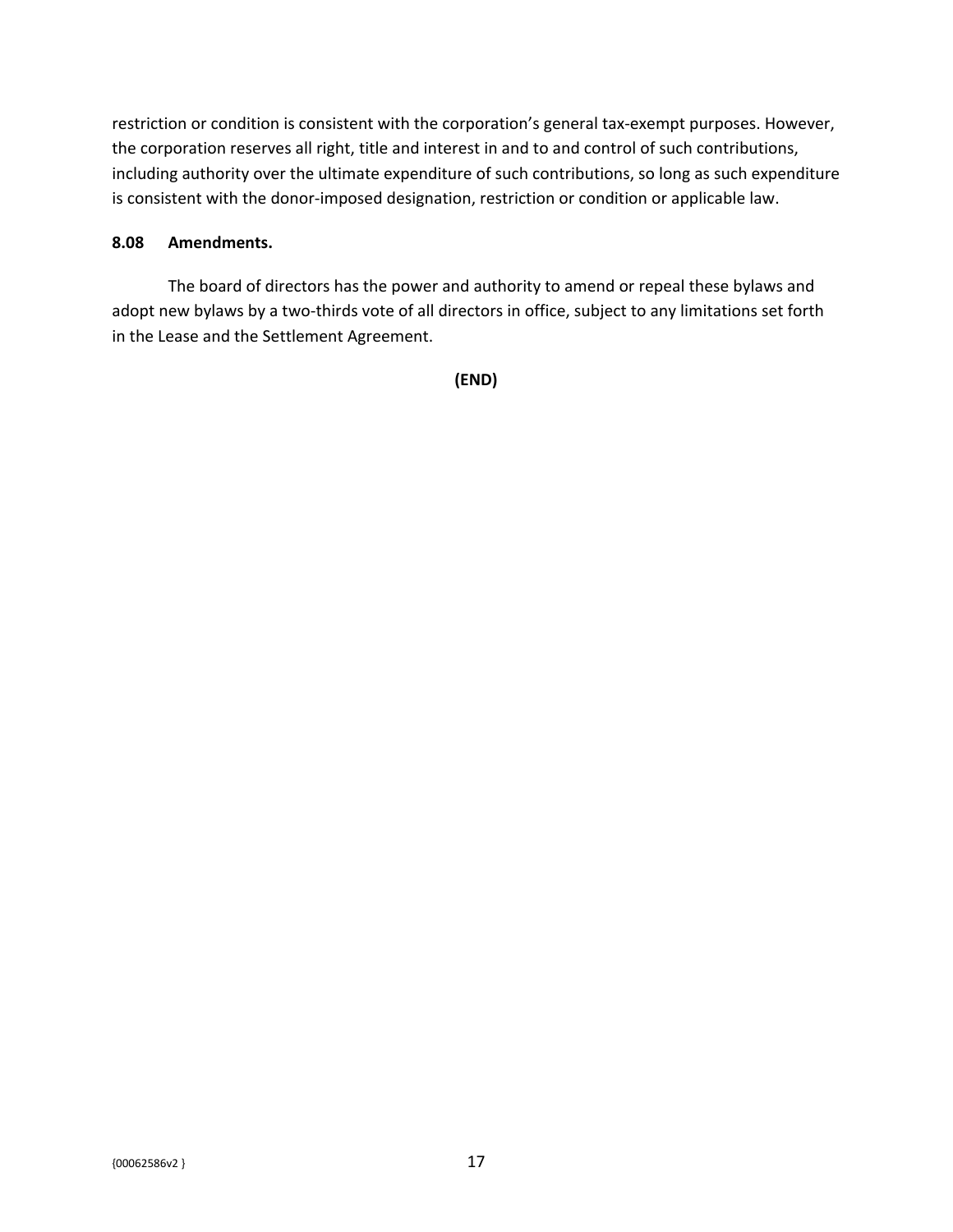restriction or condition is consistent with the corporation's general tax-exempt purposes. However, the corporation reserves all right, title and interest in and to and control of such contributions, including authority over the ultimate expenditure of such contributions, so long as such expenditure is consistent with the donor-imposed designation, restriction or condition or applicable law.

**8.08 Amendments.**

The board of directors has the power and authority to amend or repeal these bylaws and adopt new bylaws by a two-thirds vote of all directors in office, subject to any limitations set forth in the Lease and the Settlement Agreement.

**(END)**

{00062586v2 }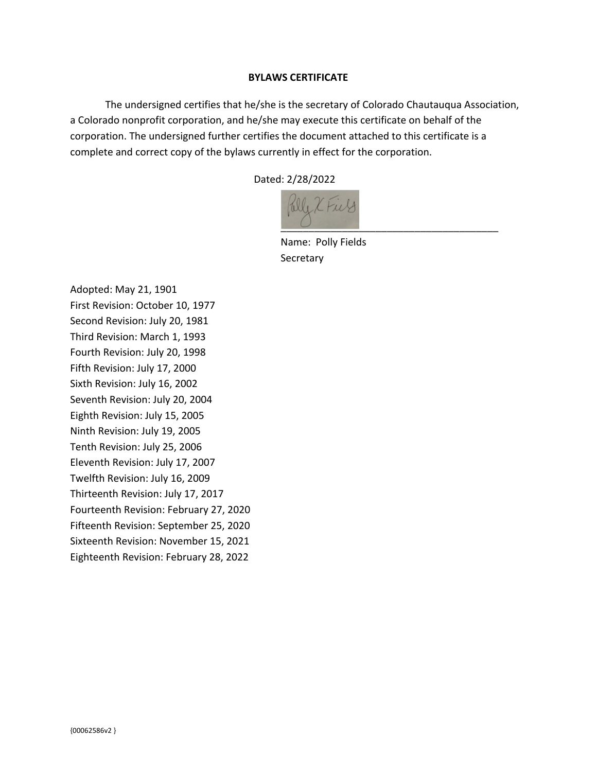**BYLAWS CERTIFICATE**

The undersigned certifies that he/she is the secretary of Colorado Chautauqua Association, a Colorado nonprofit corporation, and he/she may execute this certificate on behalf of the corporation. The undersigned further certifies the document attached to this certificate is a complete and correct copy of the bylaws currently in effect for the corporation.

Dated: 2/28/2022

\_\_\_\_\_\_\_\_\_\_\_\_\_\_\_\_\_\_\_\_\_\_\_\_\_\_\_\_\_\_\_\_\_\_\_\_\_\_\_\_
Name: Polly Fields
Secretary

Adopted: May 21, 1901
First Revision: October 10, 1977
Second Revision: July 20, 1981
Third Revision: March 1, 1993
Fourth Revision: July 20, 1998
Fifth Revision: July 17, 2000
Sixth Revision: July 16, 2002
Seventh Revision: July 20, 2004
Eighth Revision: July 15, 2005
Ninth Revision: July 19, 2005
Tenth Revision: July 25, 2006
Eleventh Revision: July 17, 2007
Twelfth Revision: July 16, 2009
Thirteenth Revision: July 17, 2017
Fourteenth Revision: February 27, 2020
Fifteenth Revision: September 25, 2020
Sixteenth Revision: November 15, 2021
Eighteenth Revision: February 28, 2022

{00062586v2 }